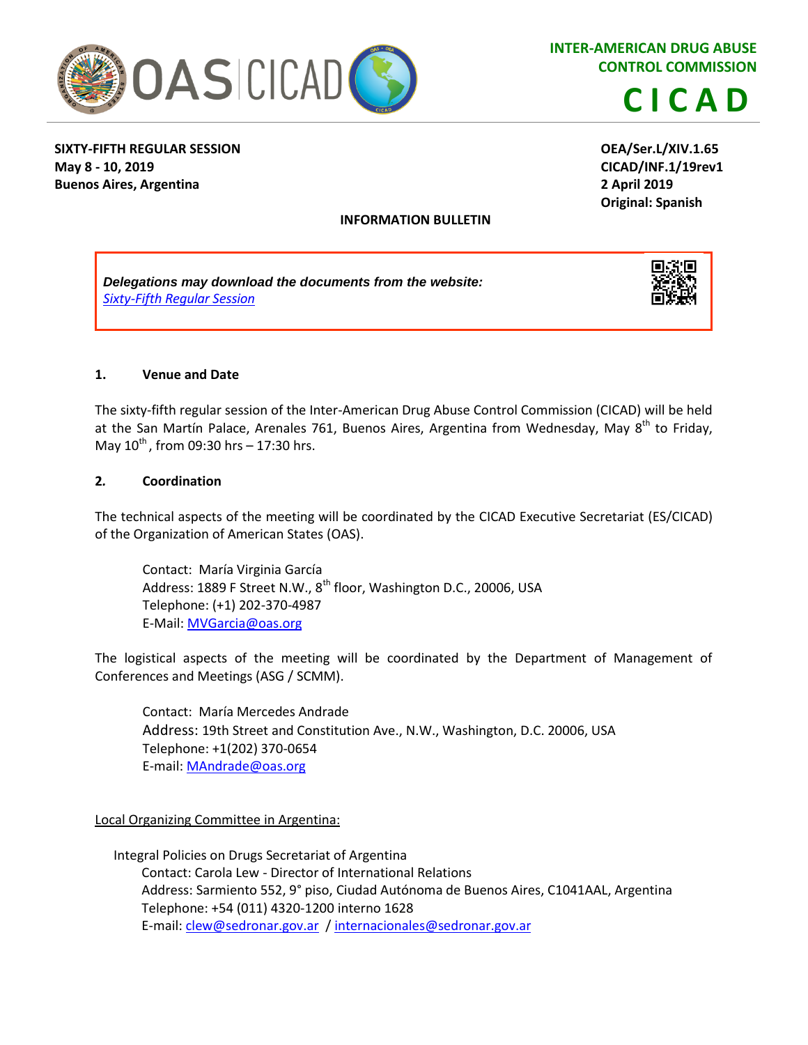INTER-AMERICAN DRUG ABUSE CONTROL COMMISSION

**CICAD**

**SIXTY-FIFTH REGULAR SESSION**
**May 8 - 10, 2019**
**Buenos Aires, Argentina**

**OEA/Ser.L/XIV.1.65**
**CICAD/INF.1/19rev1**
**2 April 2019**
**Original: Spanish**

**INFORMATION BULLETIN**

***Delegations may download the documents from the website:***
*Sixty-Fifth Regular Session*

## 1. Venue and Date

The sixty-fifth regular session of the Inter-American Drug Abuse Control Commission (CICAD) will be held at the San Martín Palace, Arenales 761, Buenos Aires, Argentina from Wednesday, May 8th to Friday, May 10th, from 09:30 hrs – 17:30 hrs.

## 2. Coordination

The technical aspects of the meeting will be coordinated by the CICAD Executive Secretariat (ES/CICAD) of the Organization of American States (OAS).

Contact: María Virginia García
Address: 1889 F Street N.W., 8th floor, Washington D.C., 20006, USA
Telephone: (+1) 202-370-4987
E-Mail: MVGarcia@oas.org

The logistical aspects of the meeting will be coordinated by the Department of Management of Conferences and Meetings (ASG / SCMM).

Contact: María Mercedes Andrade
Address: 19th Street and Constitution Ave., N.W., Washington, D.C. 20006, USA
Telephone: +1(202) 370-0654
E-mail: MAndrade@oas.org

Local Organizing Committee in Argentina:

Integral Policies on Drugs Secretariat of Argentina
Contact: Carola Lew - Director of International Relations
Address: Sarmiento 552, 9° piso, Ciudad Autónoma de Buenos Aires, C1041AAL, Argentina
Telephone: +54 (011) 4320-1200 interno 1628
E-mail: clew@sedronar.gov.ar / internacionales@sedronar.gov.ar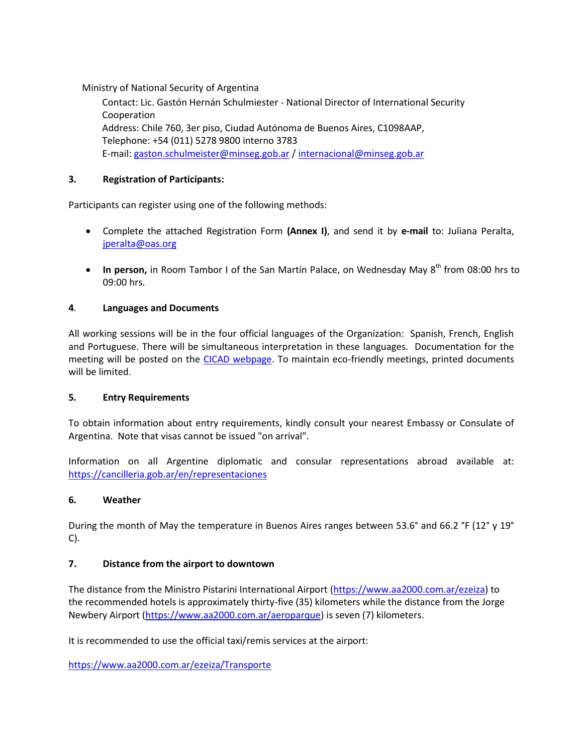Ministry of National Security of Argentina

Contact: Lic. Gastón Hernán Schulmiester - National Director of International Security Cooperation
Address: Chile 760, 3er piso, Ciudad Autónoma de Buenos Aires, C1098AAP,
Telephone: +54 (011) 5278 9800 interno 3783
E-mail: gaston.schulmeister@minseg.gob.ar / internacional@minseg.gob.ar

**3. Registration of Participants:**

Participants can register using one of the following methods:

- Complete the attached Registration Form **(Annex I)**, and send it by **e-mail** to: Juliana Peralta, jperalta@oas.org
- **In person,** in Room Tambor I of the San Martín Palace, on Wednesday May 8th from 08:00 hrs to 09:00 hrs.

**4. Languages and Documents**

All working sessions will be in the four official languages of the Organization: Spanish, French, English and Portuguese. There will be simultaneous interpretation in these languages. Documentation for the meeting will be posted on the CICAD webpage. To maintain eco-friendly meetings, printed documents will be limited.

**5. Entry Requirements**

To obtain information about entry requirements, kindly consult your nearest Embassy or Consulate of Argentina. Note that visas cannot be issued "on arrival".

Information on all Argentine diplomatic and consular representations abroad available at: https://cancilleria.gob.ar/en/representaciones

**6. Weather**

During the month of May the temperature in Buenos Aires ranges between 53.6° and 66.2 °F (12° y 19° C).

**7. Distance from the airport to downtown**

The distance from the Ministro Pistarini International Airport (https://www.aa2000.com.ar/ezeiza) to the recommended hotels is approximately thirty-five (35) kilometers while the distance from the Jorge Newbery Airport (https://www.aa2000.com.ar/aeroparque) is seven (7) kilometers.

It is recommended to use the official taxi/remis services at the airport:

https://www.aa2000.com.ar/ezeiza/Transporte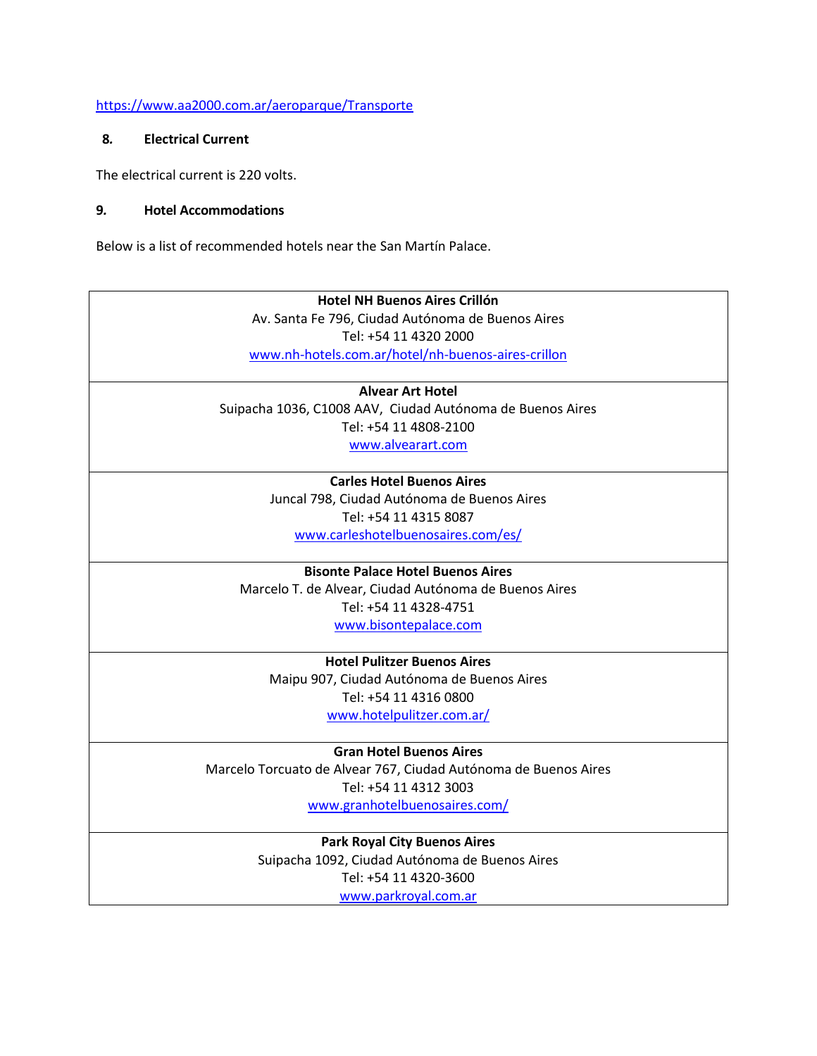https://www.aa2000.com.ar/aeroparque/Transporte

## 8. Electrical Current

The electrical current is 220 volts.

## 9. Hotel Accommodations

Below is a list of recommended hotels near the San Martín Palace.

| Hotel |
| --- |
| **Hotel NH Buenos Aires Crillón**<br>Av. Santa Fe 796, Ciudad Autónoma de Buenos Aires<br>Tel: +54 11 4320 2000<br>www.nh-hotels.com.ar/hotel/nh-buenos-aires-crillon |
| **Alvear Art Hotel**<br>Suipacha 1036, C1008 AAV, Ciudad Autónoma de Buenos Aires<br>Tel: +54 11 4808-2100<br>www.alvearart.com |
| **Carles Hotel Buenos Aires**<br>Juncal 798, Ciudad Autónoma de Buenos Aires<br>Tel: +54 11 4315 8087<br>www.carleshotelbuenosaires.com/es/ |
| **Bisonte Palace Hotel Buenos Aires**<br>Marcelo T. de Alvear, Ciudad Autónoma de Buenos Aires<br>Tel: +54 11 4328-4751<br>www.bisontepalace.com |
| **Hotel Pulitzer Buenos Aires**<br>Maipu 907, Ciudad Autónoma de Buenos Aires<br>Tel: +54 11 4316 0800<br>www.hotelpulitzer.com.ar/ |
| **Gran Hotel Buenos Aires**<br>Marcelo Torcuato de Alvear 767, Ciudad Autónoma de Buenos Aires<br>Tel: +54 11 4312 3003<br>www.granhotelbuenosaires.com/ |
| **Park Royal City Buenos Aires**<br>Suipacha 1092, Ciudad Autónoma de Buenos Aires<br>Tel: +54 11 4320-3600<br>www.parkroyal.com.ar |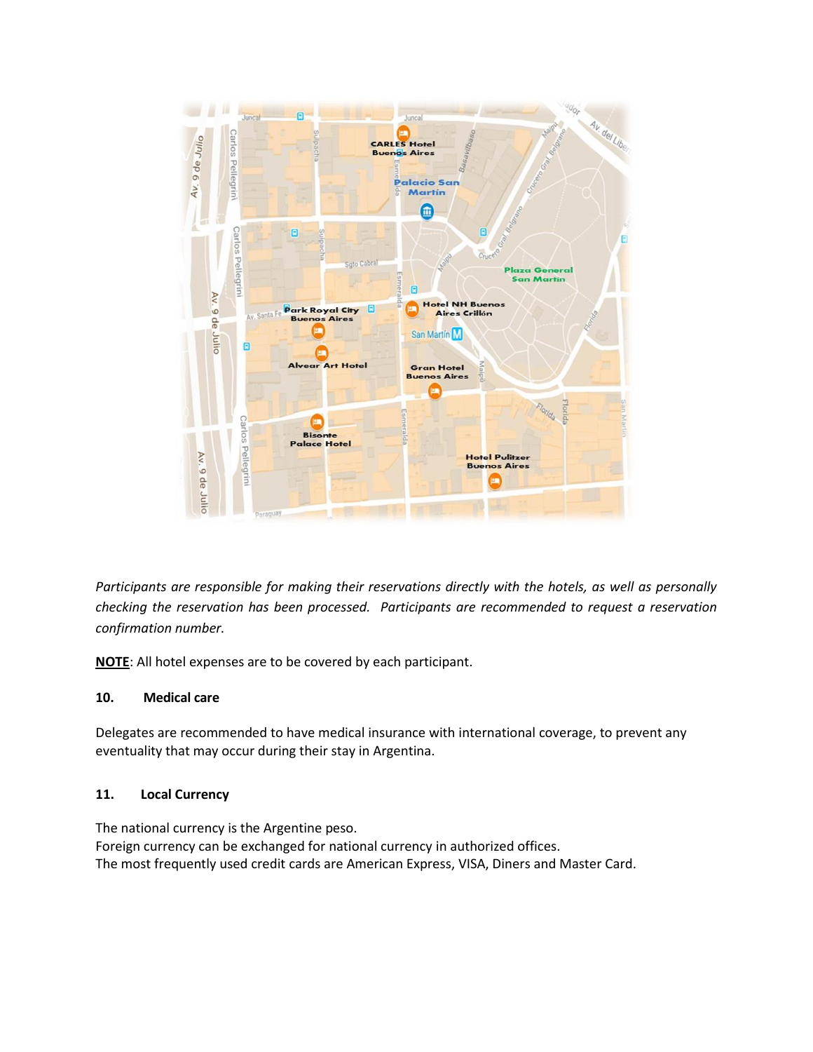*Participants are responsible for making their reservations directly with the hotels, as well as personally checking the reservation has been processed. Participants are recommended to request a reservation confirmation number.*

**NOTE**: All hotel expenses are to be covered by each participant.

**10. Medical care**

Delegates are recommended to have medical insurance with international coverage, to prevent any eventuality that may occur during their stay in Argentina.

**11. Local Currency**

The national currency is the Argentine peso.
Foreign currency can be exchanged for national currency in authorized offices.
The most frequently used credit cards are American Express, VISA, Diners and Master Card.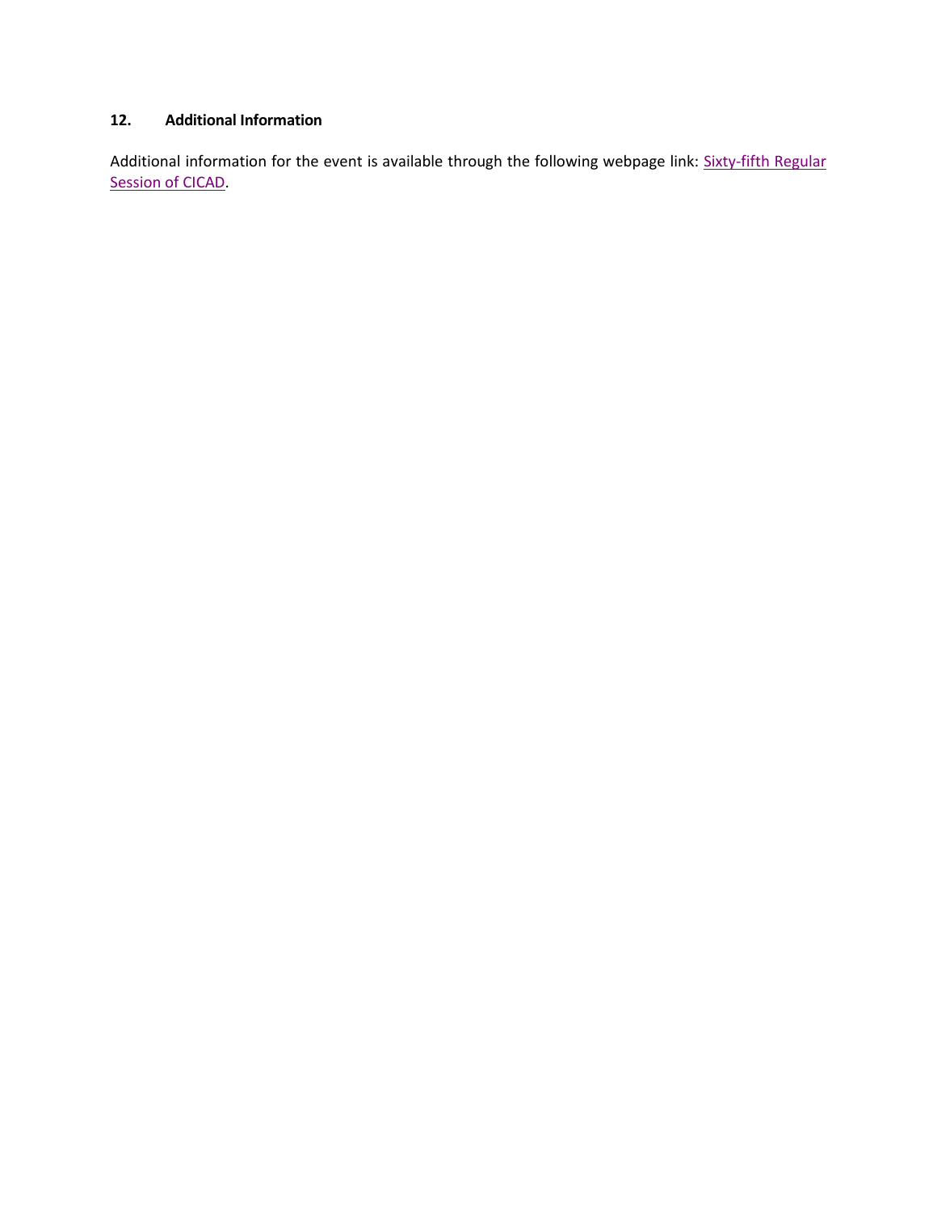## 12. Additional Information

Additional information for the event is available through the following webpage link: Sixty-fifth Regular Session of CICAD.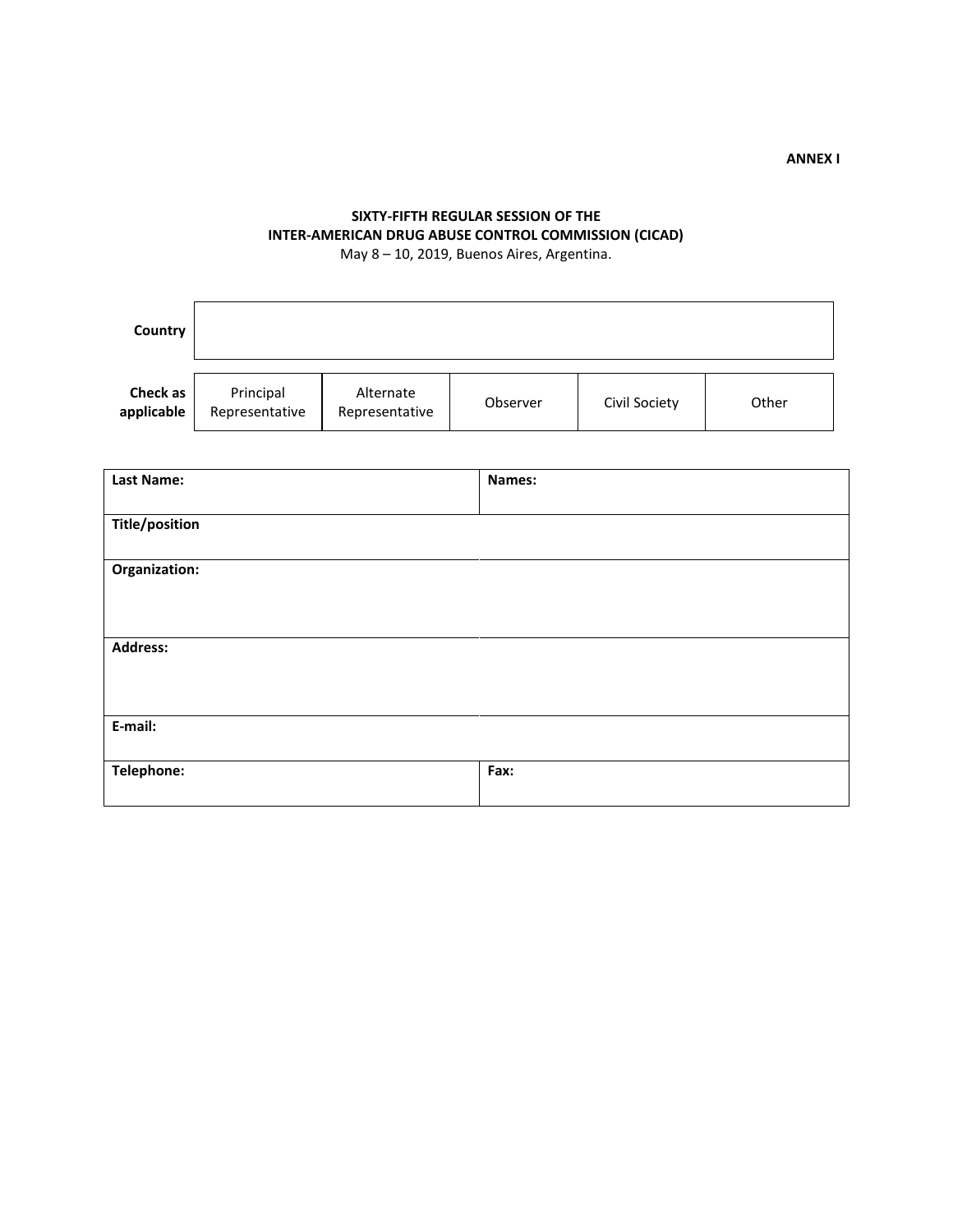**ANNEX I**

**SIXTY-FIFTH REGULAR SESSION OF THE**
**INTER-AMERICAN DRUG ABUSE CONTROL COMMISSION (CICAD)**
May 8 – 10, 2019, Buenos Aires, Argentina.

| | |
|---|---|
| **Country** | |

| | | | | | |
|---|---|---|---|---|---|
| **Check as applicable** | Principal Representative | Alternate Representative | Observer | Civil Society | Other |

| | |
|---|---|
| **Last Name:** | **Names:** |
| **Title/position** | |
| **Organization:** | |
| **Address:** | |
| **E-mail:** | |
| **Telephone:** | **Fax:** |